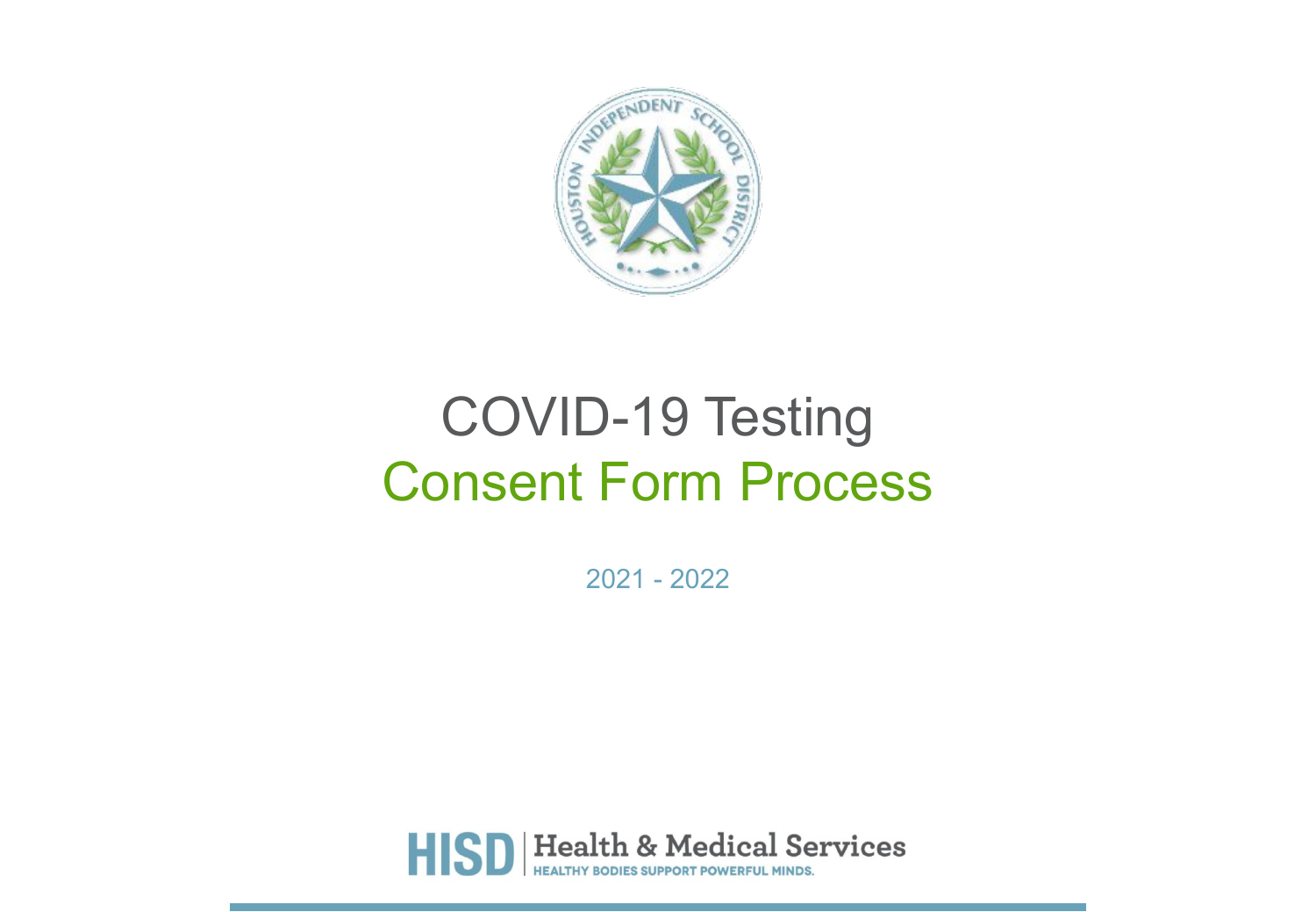# COVID-19 Testing
## Consent Form Process

2021 - 2022

HISD | Health & Medical Services
HEALTHY BODIES SUPPORT POWERFUL MINDS.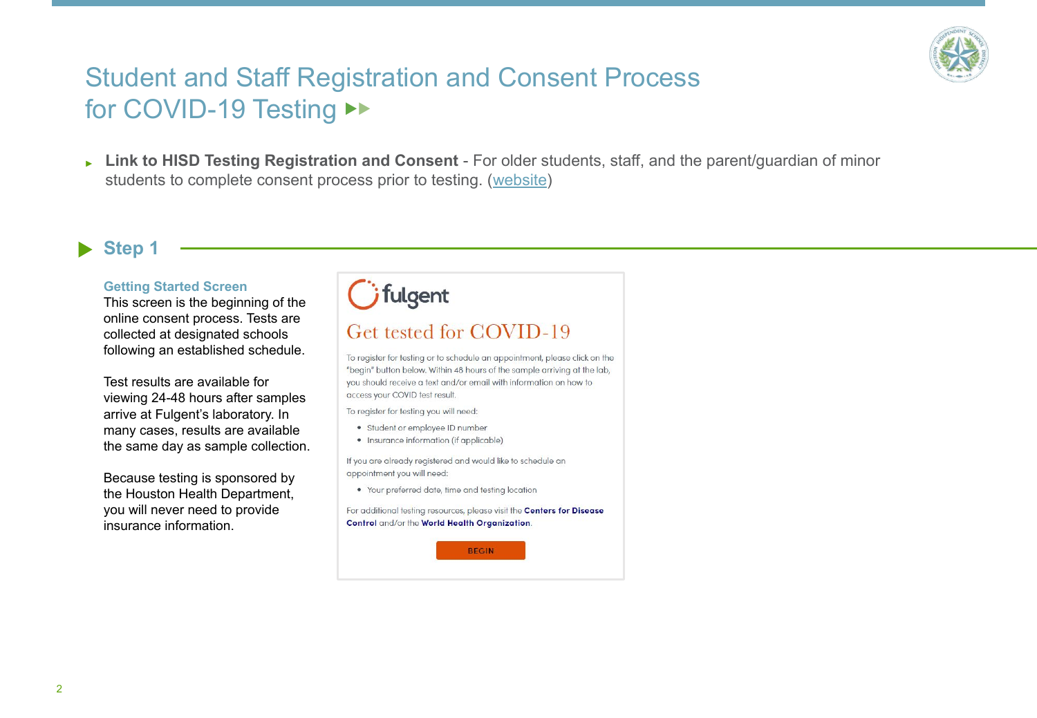# Student and Staff Registration and Consent Process for COVID-19 Testing

- **Link to HISD Testing Registration and Consent** - For older students, staff, and the parent/guardian of minor students to complete consent process prior to testing. (website)

## Step 1

### Getting Started Screen

This screen is the beginning of the online consent process. Tests are collected at designated schools following an established schedule.

Test results are available for viewing 24-48 hours after samples arrive at Fulgent's laboratory. In many cases, results are available the same day as sample collection.

Because testing is sponsored by the Houston Health Department, you will never need to provide insurance information.

fulgent

Get tested for COVID-19

To register for testing or to schedule an appointment, please click on the "begin" button below. Within 48 hours of the sample arriving at the lab, you should receive a text and/or email with information on how to access your COVID test result.

To register for testing you will need:

- Student or employee ID number
- Insurance information (if applicable)

If you are already registered and would like to schedule an appointment you will need:

- Your preferred date, time and testing location

For additional testing resources, please visit the **Centers for Disease Control** and/or the **World Health Organization**.

BEGIN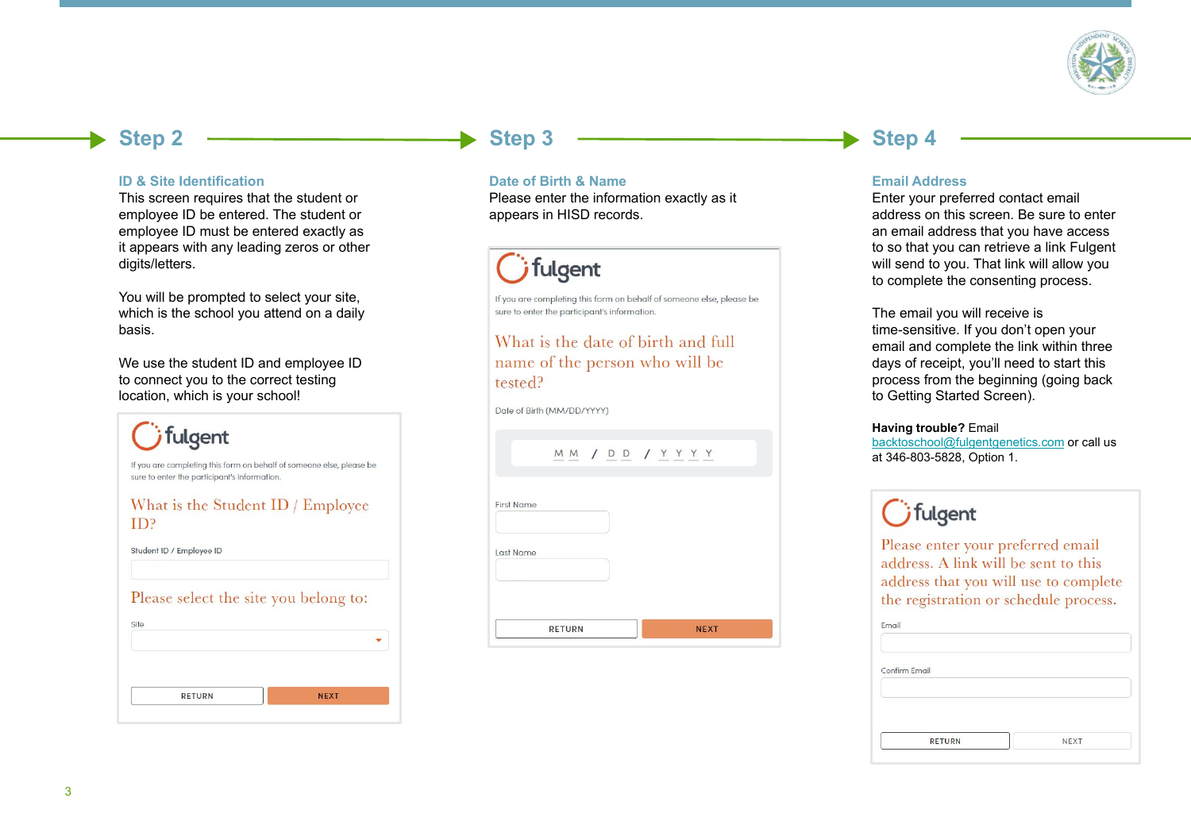## Step 2

### ID & Site Identification

This screen requires that the student or employee ID be entered. The student or employee ID must be entered exactly as it appears with any leading zeros or other digits/letters.

You will be prompted to select your site, which is the school you attend on a daily basis.

We use the student ID and employee ID to connect you to the correct testing location, which is your school!

fulgent

If you are completing this form on behalf of someone else, please be sure to enter the participant's information.

What is the Student ID / Employee ID?

Student ID / Employee ID

Please select the site you belong to:

Site

RETURN NEXT

## Step 3

### Date of Birth & Name

Please enter the information exactly as it appears in HISD records.

fulgent

If you are completing this form on behalf of someone else, please be sure to enter the participant's information.

What is the date of birth and full name of the person who will be tested?

Date of Birth (MM/DD/YYYY)

MM / DD / YYYY

First Name

Last Name

RETURN NEXT

## Step 4

### Email Address

Enter your preferred contact email address on this screen. Be sure to enter an email address that you have access to so that you can retrieve a link Fulgent will send to you. That link will allow you to complete the consenting process.

The email you will receive is time-sensitive. If you don't open your email and complete the link within three days of receipt, you'll need to start this process from the beginning (going back to Getting Started Screen).

**Having trouble?** Email backtoschool@fulgentgenetics.com or call us at 346-803-5828, Option 1.

fulgent

Please enter your preferred email address. A link will be sent to this address that you will use to complete the registration or schedule process.

Email

Confirm Email

RETURN NEXT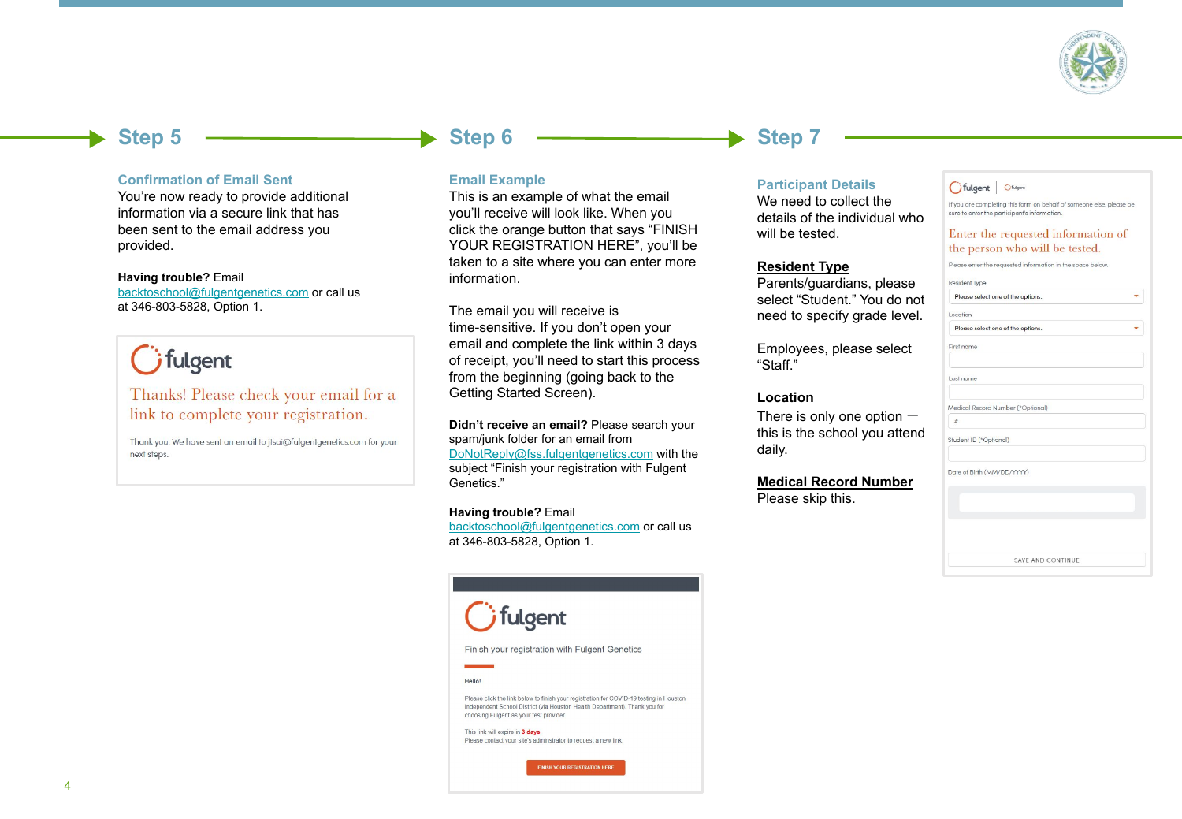## Step 5

### Confirmation of Email Sent

You're now ready to provide additional information via a secure link that has been sent to the email address you provided.

**Having trouble?** Email backtoschool@fulgentgenetics.com or call us at 346-803-5828, Option 1.

fulgent

Thanks! Please check your email for a link to complete your registration.

Thank you. We have sent an email to jtsai@fulgentgenetics.com for your next steps.

## Step 6

### Email Example

This is an example of what the email you'll receive will look like. When you click the orange button that says "FINISH YOUR REGISTRATION HERE", you'll be taken to a site where you can enter more information.

The email you will receive is time-sensitive. If you don't open your email and complete the link within 3 days of receipt, you'll need to start this process from the beginning (going back to the Getting Started Screen).

**Didn't receive an email?** Please search your spam/junk folder for an email from DoNotReply@fss.fulgentgenetics.com with the subject "Finish your registration with Fulgent Genetics."

**Having trouble?** Email backtoschool@fulgentgenetics.com or call us at 346-803-5828, Option 1.

fulgent

Finish your registration with Fulgent Genetics

Hello!

Please click the link below to finish your registration for COVID-19 testing in Houston Independent School District (via Houston Health Department). Thank you for choosing Fulgent as your test provider.

This link will expire in 3 days
Please contact your site's administrator to request a new link.

FINISH YOUR REGISTRATION HERE

## Step 7

### Participant Details

We need to collect the details of the individual who will be tested.

**Resident Type**

Parents/guardians, please select "Student." You do not need to specify grade level.

Employees, please select "Staff."

**Location**

There is only one option — this is the school you attend daily.

**Medical Record Number**

Please skip this.

fulgent | fulgent

If you are completing this form on behalf of someone else, please be sure to enter the participant's information.

Enter the requested information of the person who will be tested.

Please enter the requested information in the space below.

Resident Type
Please select one of the options.

Location
Please select one of the options.

First name

Last name

Medical Record Number (*Optional)

Student ID (*Optional)

Date of Birth (MM/DD/YYYY)

SAVE AND CONTINUE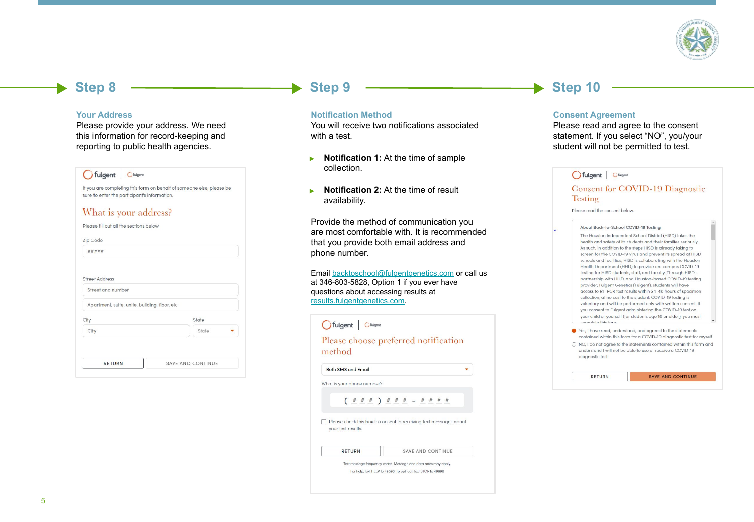## Step 8

### Your Address

Please provide your address. We need this information for record-keeping and reporting to public health agencies.

fulgent | fulgent

If you are completing this form on behalf of someone else, please be sure to enter the participant's information.

What is your address?

Please fill out all the sections below

Zip Code

#####

Street Address

Street and number

Apartment, suite, unite, building, floor, etc

City

State

City

State

RETURN

SAVE AND CONTINUE

## Step 9

### Notification Method

You will receive two notifications associated with a test.

- **Notification 1:** At the time of sample collection.
- **Notification 2:** At the time of result availability.

Provide the method of communication you are most comfortable with. It is recommended that you provide both email address and phone number.

Email backtoschool@fulgentgenetics.com or call us at 346-803-5828, Option 1 if you ever have questions about accessing results at results.fulgentgenetics.com.

fulgent | fulgent

Please choose preferred notification method

Both SMS and Email

What is your phone number?

( # # # ) # # # - # # # #

Please check this box to consent to receiving text messages about your test results.

RETURN

SAVE AND CONTINUE

Text message frequency varies. Message and data rates may apply.

For help, text HELP to 49896. To opt-out, text STOP to 49896

## Step 10

### Consent Agreement

Please read and agree to the consent statement. If you select "NO", you/your student will not be permitted to test.

fulgent | fulgent

Consent for COVID-19 Diagnostic Testing

Please read the consent below.

About Back-to-School COVID-19 Testing

The Houston Independent School District (HISD) takes the health and safety of its students and their families seriously. As such, in addition to the steps HISD is already taking to screen for the COVID-19 virus and prevent its spread at HISD schools and facilities, HISD is collaborating with the Houston Health Department (HHD) to provide on-campus COVID-19 testing for HISD students, staff, and faculty. Through HISD's partnership with HHD, and Houston-based COVID-19 testing provider, Fulgent Genetics (Fulgent), students will have access to RT-PCR test results within 24-48 hours of specimen collection, at no cost to the student. COVID-19 testing is voluntary and will be performed only with written consent. If you consent to Fulgent administering the COVID-19 test on your child or yourself (for students age 18 or older), you must complete this form.

Yes, I have read, understand, and agreed to the statements contained within this form for a COVID-19 diagnostic test for myself.

NO, I do not agree to the statements contained within this form and understand I will not be able to use or receive a COVID-19 diagnostic test.

RETURN

SAVE AND CONTINUE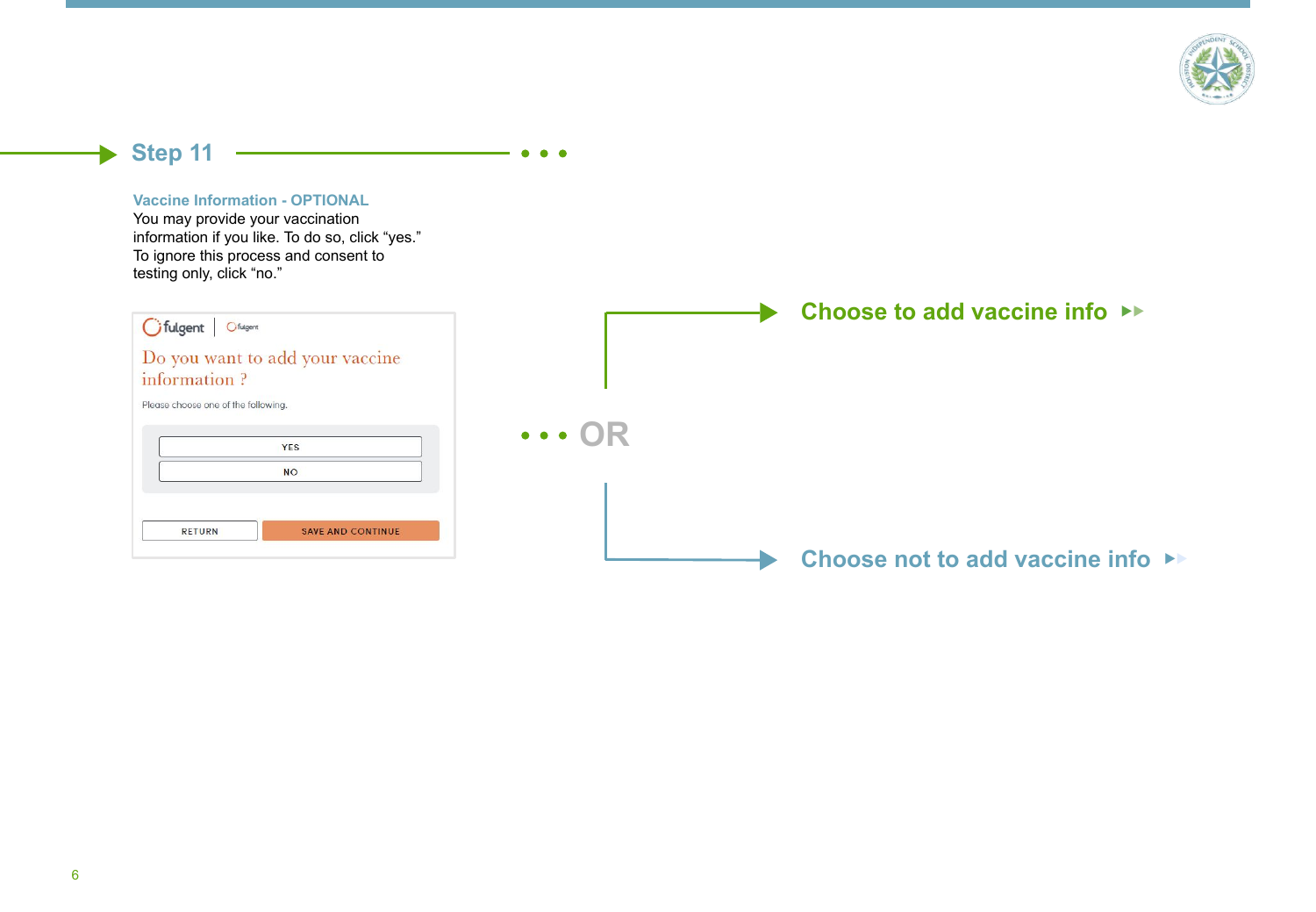## Step 11

**Vaccine Information - OPTIONAL**

You may provide your vaccination information if you like. To do so, click "yes." To ignore this process and consent to testing only, click "no."

fulgent | fulgent

Do you want to add your vaccine information ?

Please choose one of the following.

YES

NO

RETURN | SAVE AND CONTINUE

**Choose to add vaccine info**

**OR**

**Choose not to add vaccine info**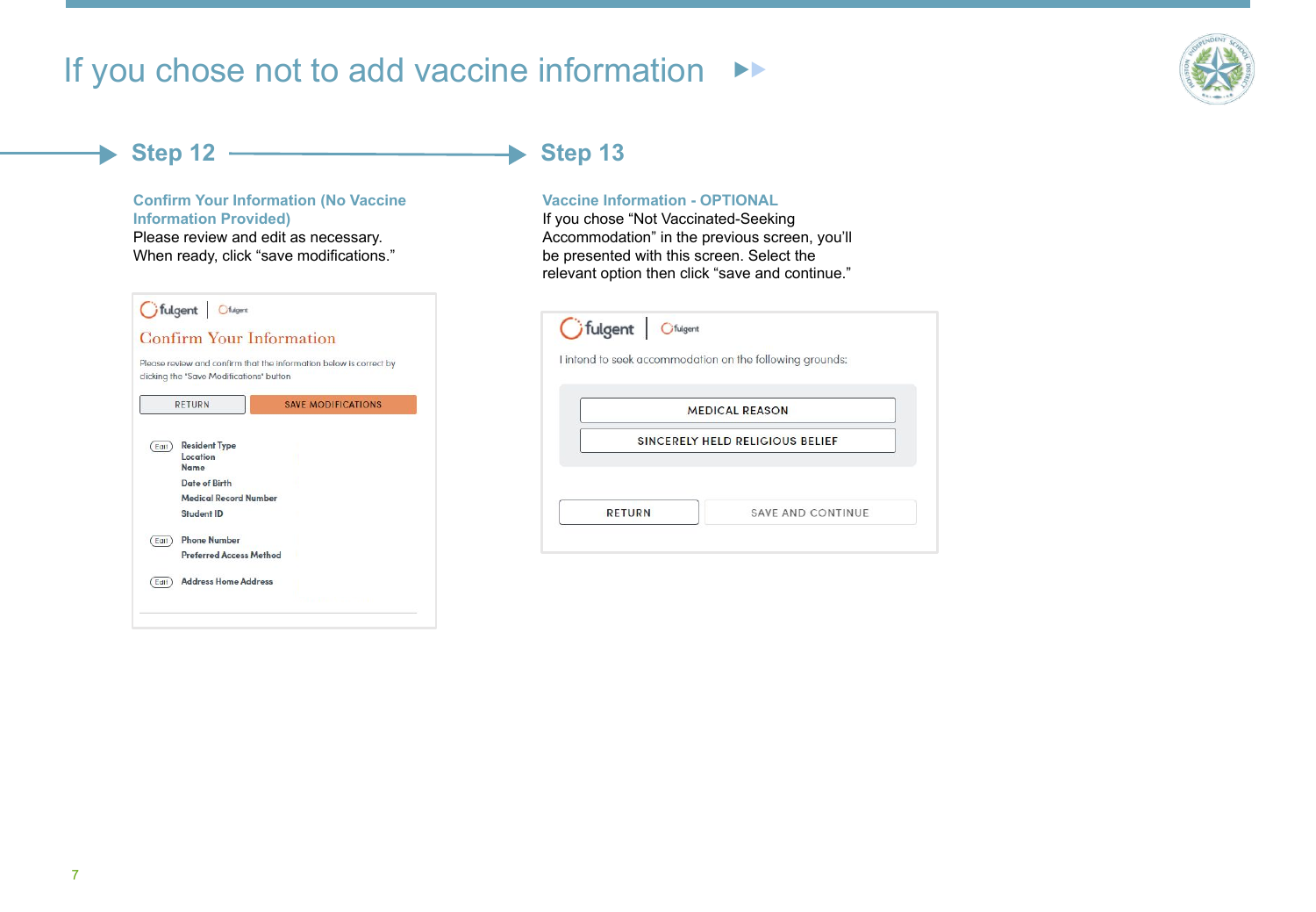# If you chose not to add vaccine information

## Step 12

**Confirm Your Information (No Vaccine Information Provided)**

Please review and edit as necessary.
When ready, click “save modifications.”

fulgent | fulgent

Confirm Your Information

Please review and confirm that the information below is correct by clicking the 'Save Modifications' button

RETURN | SAVE MODIFICATIONS

Edit — Resident Type
Location
Name
Date of Birth
Medical Record Number
Student ID

Edit — Phone Number
Preferred Access Method

Edit — Address Home Address

## Step 13

**Vaccine Information - OPTIONAL**

If you chose “Not Vaccinated-Seeking Accommodation” in the previous screen, you’ll be presented with this screen. Select the relevant option then click “save and continue.”

fulgent | fulgent

I intend to seek accommodation on the following grounds:

MEDICAL REASON

SINCERELY HELD RELIGIOUS BELIEF

RETURN | SAVE AND CONTINUE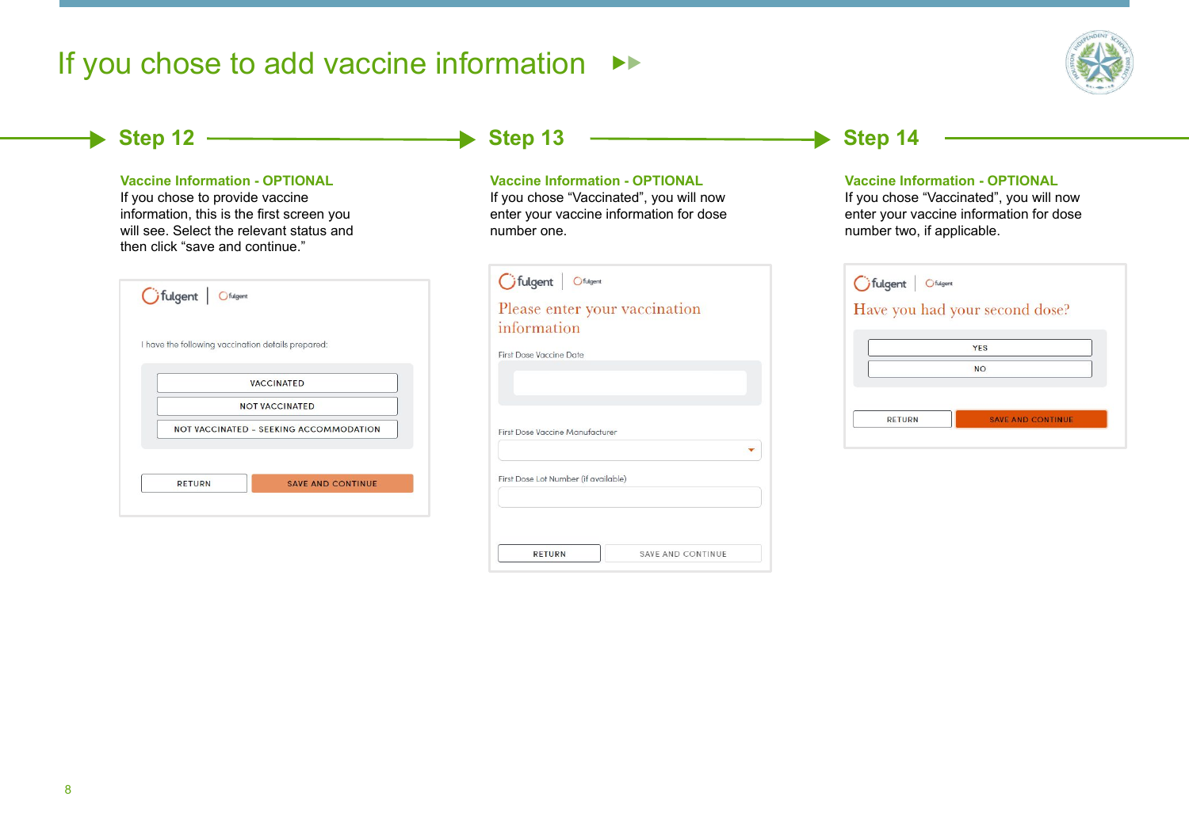# If you chose to add vaccine information

## Step 12

**Vaccine Information - OPTIONAL**

If you chose to provide vaccine information, this is the first screen you will see. Select the relevant status and then click "save and continue."

I have the following vaccination details prepared:

- VACCINATED
- NOT VACCINATED
- NOT VACCINATED - SEEKING ACCOMMODATION

RETURN | SAVE AND CONTINUE

## Step 13

**Vaccine Information - OPTIONAL**

If you chose "Vaccinated", you will now enter your vaccine information for dose number one.

Please enter your vaccination information

First Dose Vaccine Date

First Dose Vaccine Manufacturer

First Dose Lot Number (if available)

RETURN | SAVE AND CONTINUE

## Step 14

**Vaccine Information - OPTIONAL**

If you chose "Vaccinated", you will now enter your vaccine information for dose number two, if applicable.

Have you had your second dose?

- YES
- NO

RETURN | SAVE AND CONTINUE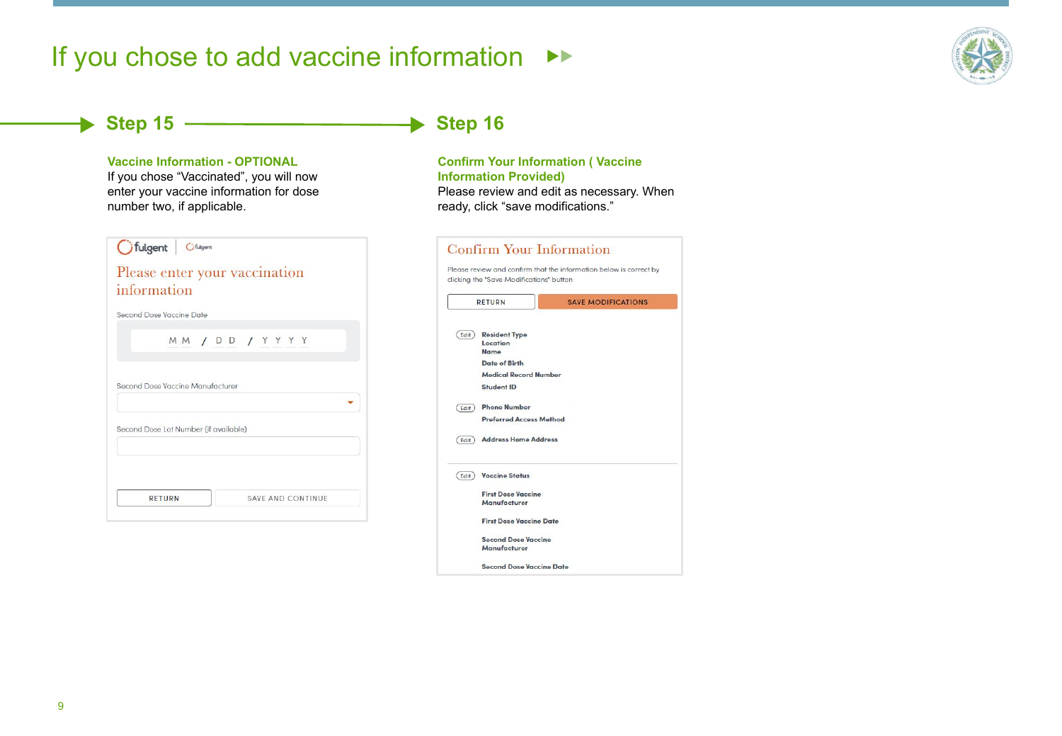# If you chose to add vaccine information

## Step 15

**Vaccine Information - OPTIONAL**

If you chose "Vaccinated", you will now enter your vaccine information for dose number two, if applicable.

Please enter your vaccination information

Second Dose Vaccine Date

MM / DD / YYYY

Second Dose Vaccine Manufacturer

Second Dose Lot Number (if available)

RETURN | SAVE AND CONTINUE

## Step 16

**Confirm Your Information ( Vaccine Information Provided)**

Please review and edit as necessary. When ready, click "save modifications."

Confirm Your Information

Please review and confirm that the information below is correct by clicking the "Save Modifications" button

RETURN | SAVE MODIFICATIONS

Edit
- Resident Type
- Location
- Name
- Date of Birth
- Medical Record Number
- Student ID

Edit
- Phone Number
- Preferred Access Method

Edit
- Address Home Address

Edit
- Vaccine Status
- First Dose Vaccine Manufacturer
- First Dose Vaccine Date
- Second Dose Vaccine Manufacturer
- Second Dose Vaccine Date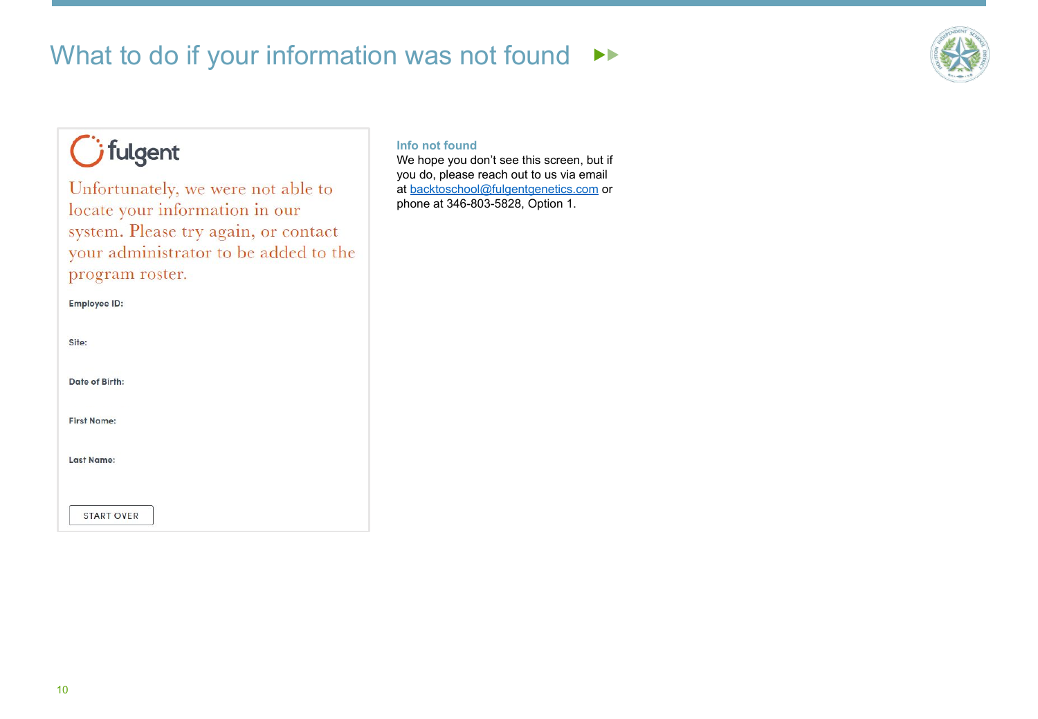# What to do if your information was not found

fulgent

Unfortunately, we were not able to locate your information in our system. Please try again, or contact your administrator to be added to the program roster.

**Employee ID:**

**Site:**

**Date of Birth:**

**First Name:**

**Last Name:**

START OVER

**Info not found**

We hope you don't see this screen, but if you do, please reach out to us via email at backtoschool@fulgentgenetics.com or phone at 346-803-5828, Option 1.